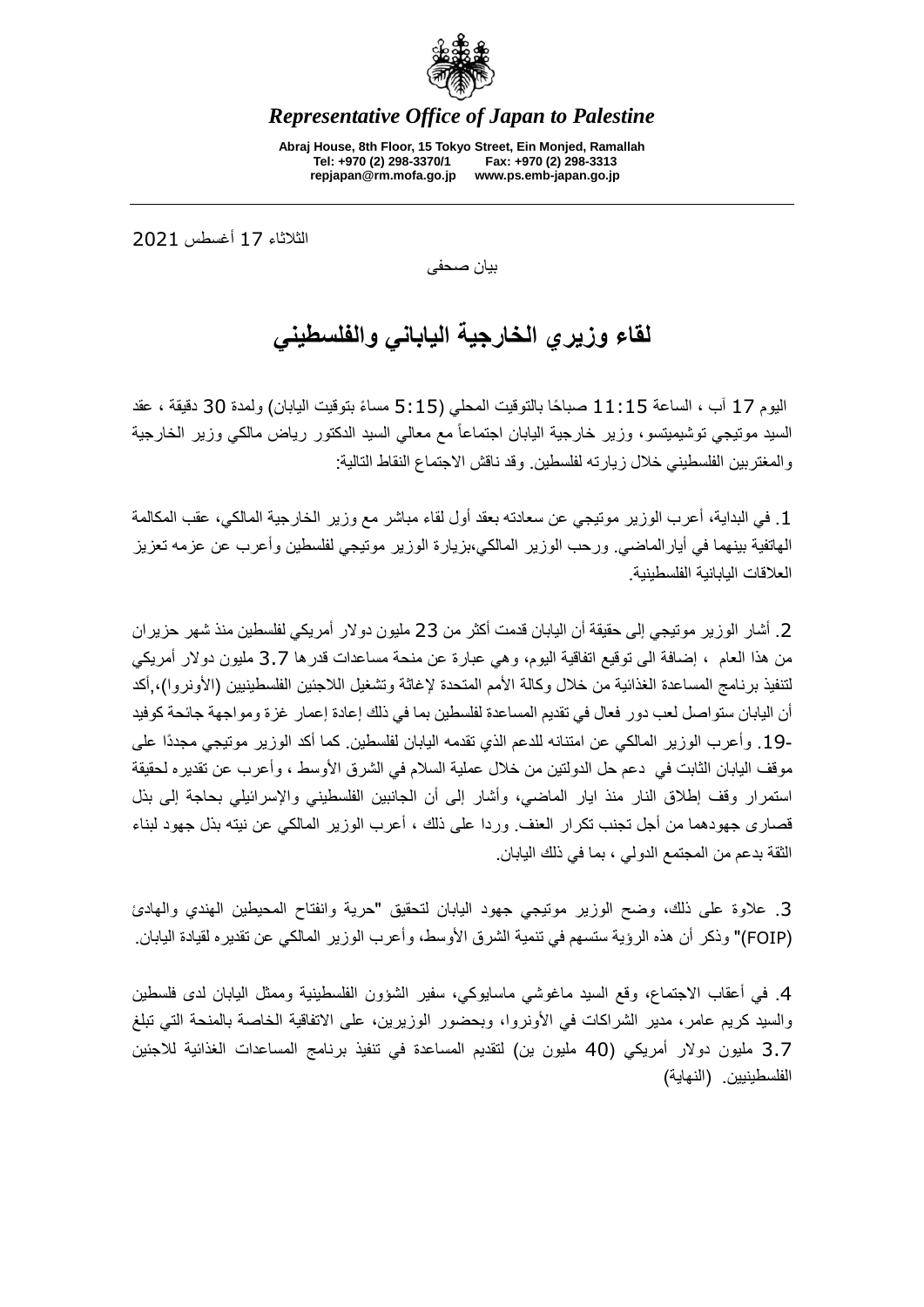*Representative Office of Japan to Palestine*

**Abraj House, 8th Floor, 15 Tokyo Street, Ein Monjed, Ramallah**
**Tel: +970 (2) 298-3370/1 Fax: +970 (2) 298-3313**
**repjapan@rm.mofa.go.jp www.ps.emb-japan.go.jp**

---

الثلاثاء 17 أغسطس 2021

بيان صحفي

# لقاء وزيري الخارجية الياباني والفلسطيني

اليوم 17 آب ، الساعة 11:15 صباحًا بالتوقيت المحلي (5:15 مساءً بتوقيت اليابان) ولمدة 30 دقيقة ، عقد السيد موتيجي توشيميتسو، وزير خارجية اليابان اجتماعاً مع معالي السيد الدكتور رياض مالكي وزير الخارجية والمغتربين الفلسطيني خلال زيارته لفلسطين. وقد ناقش الاجتماع النقاط التالية:

1. في البداية، أعرب الوزير موتيجي عن سعادته بعقد أول لقاء مباشر مع وزير الخارجية المالكي، عقب المكالمة الهاتفية بينهما في أيارالماضي. ورحب الوزير المالكي،بزيارة الوزير موتيجي لفلسطين وأعرب عن عزمه تعزيز العلاقات اليابانية الفلسطينية.

2. أشار الوزير موتيجي إلى حقيقة أن اليابان قدمت أكثر من 23 مليون دولار أمريكي لفلسطين منذ شهر حزيران من هذا العام ، إضافة الى توقيع اتفاقية اليوم، وهي عبارة عن منحة مساعدات قدرها 3.7 مليون دولار أمريكي لتنفيذ برنامج المساعدة الغذائية من خلال وكالة الأمم المتحدة لإغاثة وتشغيل اللاجئين الفلسطينيين (الأونروا)،,أكد أن اليابان ستواصل لعب دور فعال في تقديم المساعدة لفلسطين بما في ذلك إعادة إعمار غزة ومواجهة جائحة كوفيد -19. وأعرب الوزير المالكي عن امتنانه للدعم الذي تقدمه اليابان لفلسطين. كما أكد الوزير موتيجي مجددًا على موقف اليابان الثابت في دعم حل الدولتين من خلال عملية السلام في الشرق الأوسط ، وأعرب عن تقديره لحقيقة استمرار وقف إطلاق النار منذ ايار الماضي، وأشار إلى أن الجانبين الفلسطيني والإسرائيلي بحاجة إلى بذل قصارى جهودهما من أجل تجنب تكرار العنف. وردا على ذلك ، أعرب الوزير المالكي عن نيته بذل جهود لبناء الثقة بدعم من المجتمع الدولي ، بما في ذلك اليابان.

3. علاوة على ذلك، وضح الوزير موتيجي جهود اليابان لتحقيق "حرية وانفتاح المحيطين الهندي والهادئ (FOIP)" وذكر أن هذه الرؤية ستسهم في تنمية الشرق الأوسط، وأعرب الوزير المالكي عن تقديره لقيادة اليابان.

4. في أعقاب الاجتماع، وقع السيد ماغوشي ماسايوكي، سفير الشؤون الفلسطينية وممثل اليابان لدى فلسطين والسيد كريم عامر، مدير الشراكات في الأونروا، وبحضور الوزيرين، على الاتفاقية الخاصة بالمنحة التي تبلغ 3.7 مليون دولار أمريكي (40 مليون ين) لتقديم المساعدة في تنفيذ برنامج المساعدات الغذائية للاجئين الفلسطينيين. (النهاية)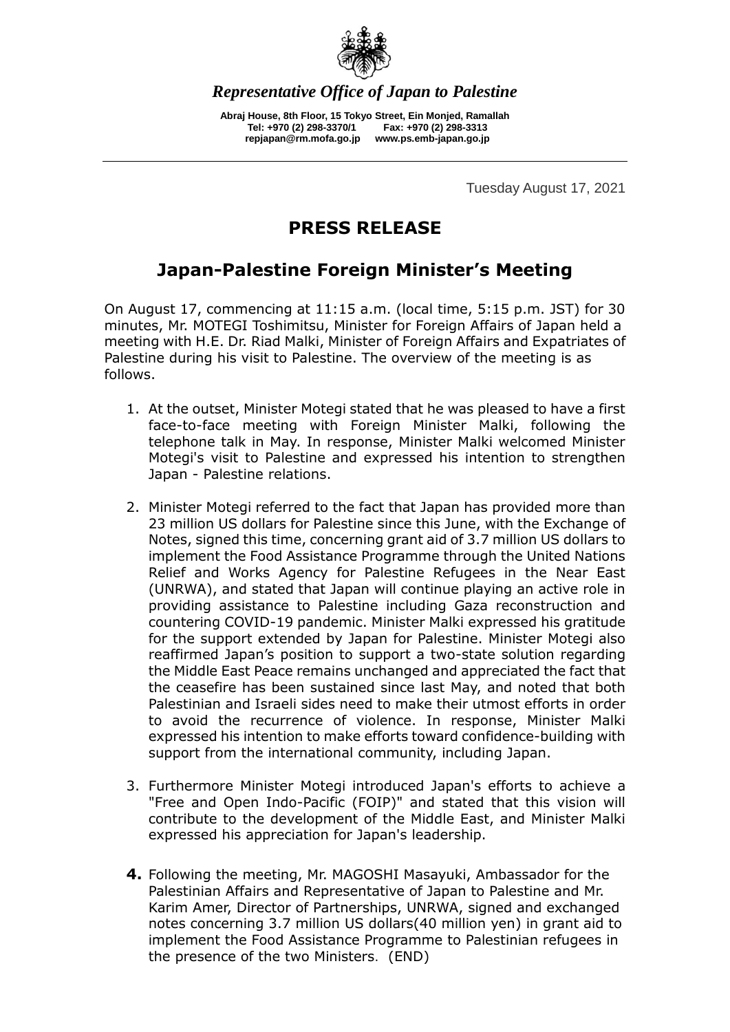*Representative Office of Japan to Palestine*

**Abraj House, 8th Floor, 15 Tokyo Street, Ein Monjed, Ramallah**
**Tel: +970 (2) 298-3370/1 Fax: +970 (2) 298-3313**
**repjapan@rm.mofa.go.jp www.ps.emb-japan.go.jp**

---

Tuesday August 17, 2021

# PRESS RELEASE

## Japan-Palestine Foreign Minister's Meeting

On August 17, commencing at 11:15 a.m. (local time, 5:15 p.m. JST) for 30 minutes, Mr. MOTEGI Toshimitsu, Minister for Foreign Affairs of Japan held a meeting with H.E. Dr. Riad Malki, Minister of Foreign Affairs and Expatriates of Palestine during his visit to Palestine. The overview of the meeting is as follows.

1. At the outset, Minister Motegi stated that he was pleased to have a first face-to-face meeting with Foreign Minister Malki, following the telephone talk in May. In response, Minister Malki welcomed Minister Motegi's visit to Palestine and expressed his intention to strengthen Japan - Palestine relations.

2. Minister Motegi referred to the fact that Japan has provided more than 23 million US dollars for Palestine since this June, with the Exchange of Notes, signed this time, concerning grant aid of 3.7 million US dollars to implement the Food Assistance Programme through the United Nations Relief and Works Agency for Palestine Refugees in the Near East (UNRWA), and stated that Japan will continue playing an active role in providing assistance to Palestine including Gaza reconstruction and countering COVID-19 pandemic. Minister Malki expressed his gratitude for the support extended by Japan for Palestine. Minister Motegi also reaffirmed Japan's position to support a two-state solution regarding the Middle East Peace remains unchanged and appreciated the fact that the ceasefire has been sustained since last May, and noted that both Palestinian and Israeli sides need to make their utmost efforts in order to avoid the recurrence of violence. In response, Minister Malki expressed his intention to make efforts toward confidence-building with support from the international community, including Japan.

3. Furthermore Minister Motegi introduced Japan's efforts to achieve a "Free and Open Indo-Pacific (FOIP)" and stated that this vision will contribute to the development of the Middle East, and Minister Malki expressed his appreciation for Japan's leadership.

4. Following the meeting, Mr. MAGOSHI Masayuki, Ambassador for the Palestinian Affairs and Representative of Japan to Palestine and Mr. Karim Amer, Director of Partnerships, UNRWA, signed and exchanged notes concerning 3.7 million US dollars(40 million yen) in grant aid to implement the Food Assistance Programme to Palestinian refugees in the presence of the two Ministers. (END)